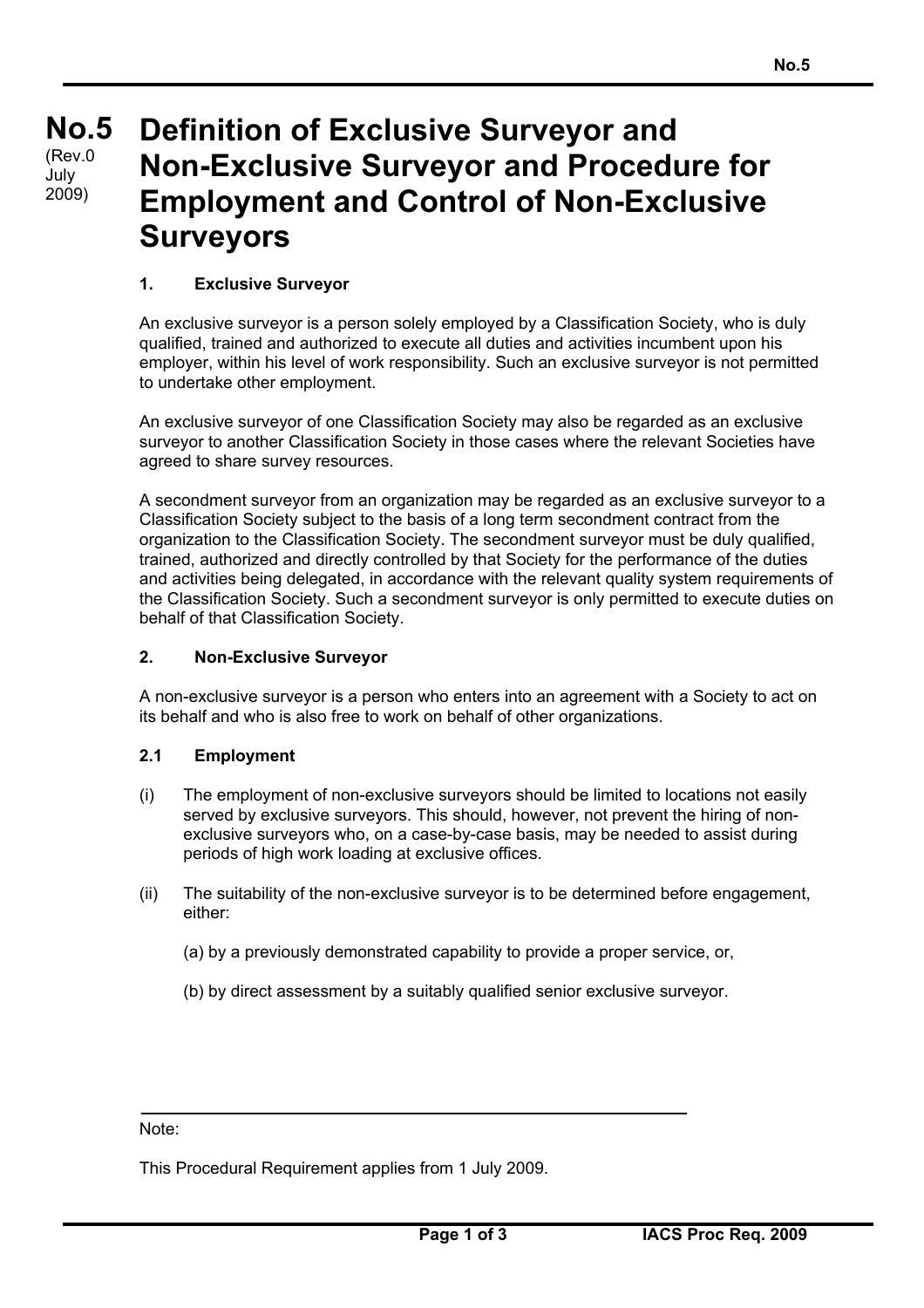# No.5 (Rev.0 July 2009) Definition of Exclusive Surveyor and Non-Exclusive Surveyor and Procedure for Employment and Control of Non-Exclusive Surveyors

## 1. Exclusive Surveyor

An exclusive surveyor is a person solely employed by a Classification Society, who is duly qualified, trained and authorized to execute all duties and activities incumbent upon his employer, within his level of work responsibility. Such an exclusive surveyor is not permitted to undertake other employment.

An exclusive surveyor of one Classification Society may also be regarded as an exclusive surveyor to another Classification Society in those cases where the relevant Societies have agreed to share survey resources.

A secondment surveyor from an organization may be regarded as an exclusive surveyor to a Classification Society subject to the basis of a long term secondment contract from the organization to the Classification Society. The secondment surveyor must be duly qualified, trained, authorized and directly controlled by that Society for the performance of the duties and activities being delegated, in accordance with the relevant quality system requirements of the Classification Society. Such a secondment surveyor is only permitted to execute duties on behalf of that Classification Society.

## 2. Non-Exclusive Surveyor

A non-exclusive surveyor is a person who enters into an agreement with a Society to act on its behalf and who is also free to work on behalf of other organizations.

### 2.1 Employment

(i) The employment of non-exclusive surveyors should be limited to locations not easily served by exclusive surveyors. This should, however, not prevent the hiring of non-exclusive surveyors who, on a case-by-case basis, may be needed to assist during periods of high work loading at exclusive offices.

(ii) The suitability of the non-exclusive surveyor is to be determined before engagement, either:

(a) by a previously demonstrated capability to provide a proper service, or,

(b) by direct assessment by a suitably qualified senior exclusive surveyor.

---

Note:

This Procedural Requirement applies from 1 July 2009.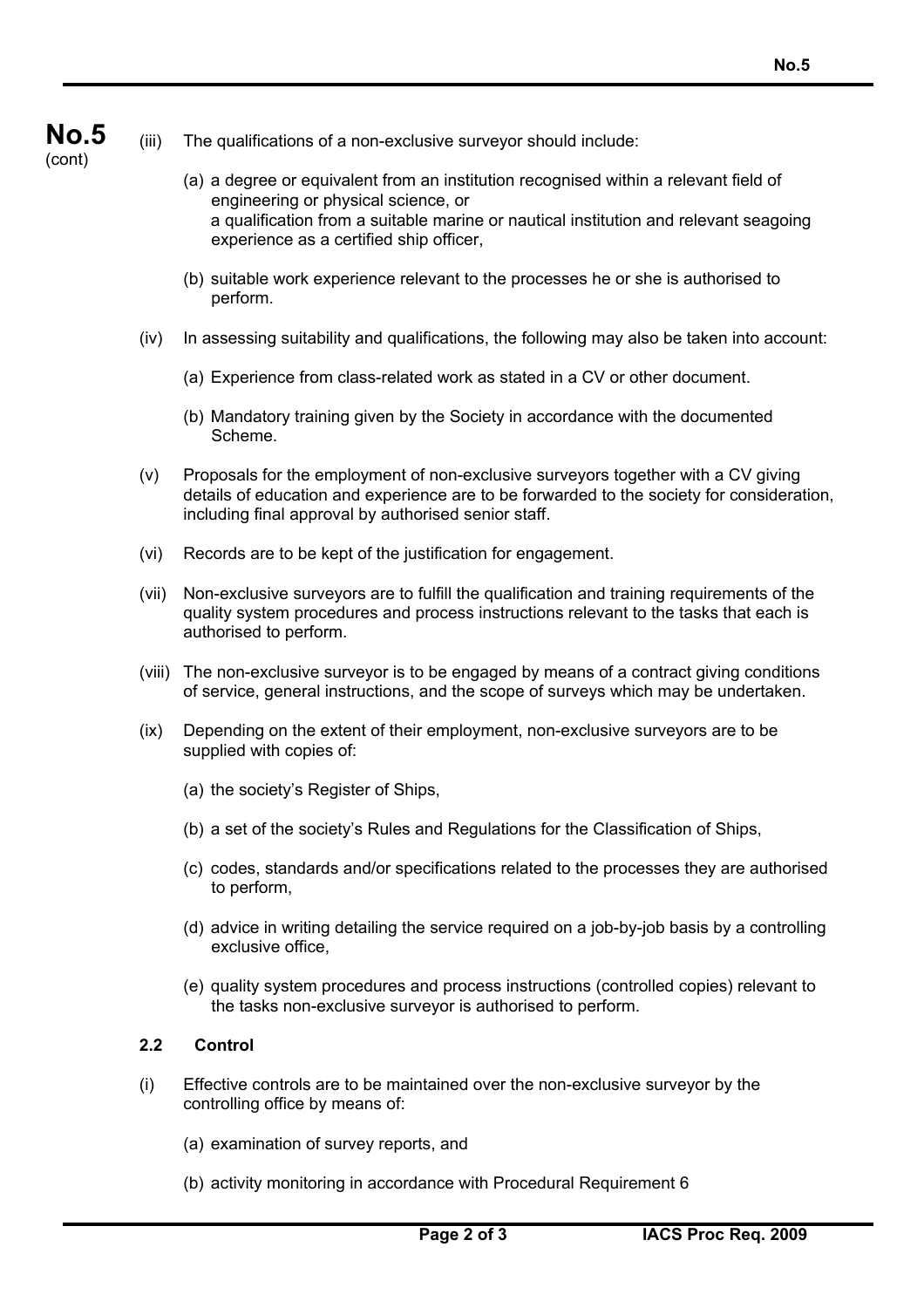(iii) The qualifications of a non-exclusive surveyor should include:

(a) a degree or equivalent from an institution recognised within a relevant field of engineering or physical science, or
a qualification from a suitable marine or nautical institution and relevant seagoing experience as a certified ship officer,

(b) suitable work experience relevant to the processes he or she is authorised to perform.

(iv) In assessing suitability and qualifications, the following may also be taken into account:

(a) Experience from class-related work as stated in a CV or other document.

(b) Mandatory training given by the Society in accordance with the documented Scheme.

(v) Proposals for the employment of non-exclusive surveyors together with a CV giving details of education and experience are to be forwarded to the society for consideration, including final approval by authorised senior staff.

(vi) Records are to be kept of the justification for engagement.

(vii) Non-exclusive surveyors are to fulfill the qualification and training requirements of the quality system procedures and process instructions relevant to the tasks that each is authorised to perform.

(viii) The non-exclusive surveyor is to be engaged by means of a contract giving conditions of service, general instructions, and the scope of surveys which may be undertaken.

(ix) Depending on the extent of their employment, non-exclusive surveyors are to be supplied with copies of:

(a) the society's Register of Ships,

(b) a set of the society's Rules and Regulations for the Classification of Ships,

(c) codes, standards and/or specifications related to the processes they are authorised to perform,

(d) advice in writing detailing the service required on a job-by-job basis by a controlling exclusive office,

(e) quality system procedures and process instructions (controlled copies) relevant to the tasks non-exclusive surveyor is authorised to perform.

### 2.2 Control

(i) Effective controls are to be maintained over the non-exclusive surveyor by the controlling office by means of:

(a) examination of survey reports, and

(b) activity monitoring in accordance with Procedural Requirement 6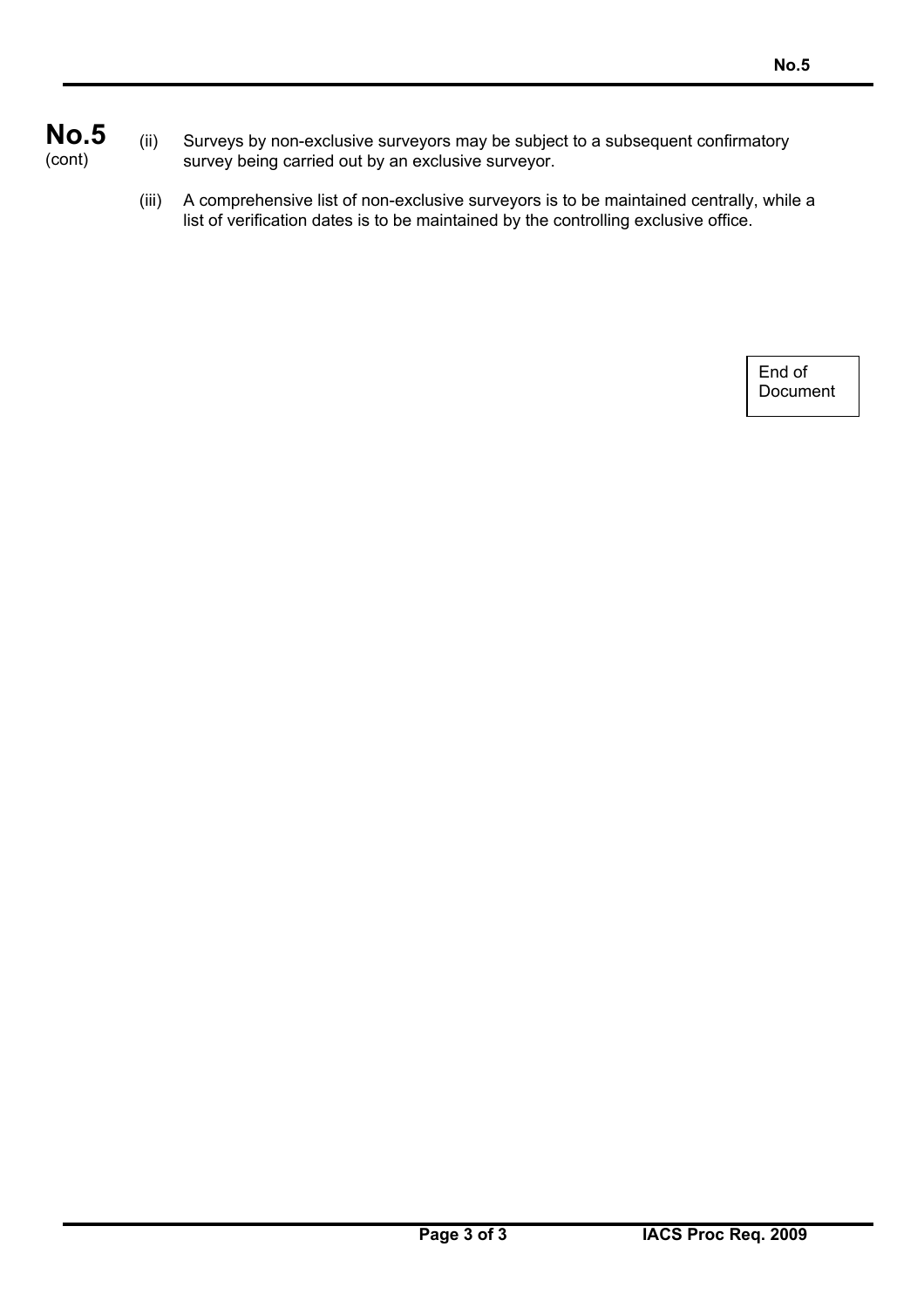**No.5** (cont)

(ii) Surveys by non-exclusive surveyors may be subject to a subsequent confirmatory survey being carried out by an exclusive surveyor.

(iii) A comprehensive list of non-exclusive surveyors is to be maintained centrally, while a list of verification dates is to be maintained by the controlling exclusive office.

End of Document